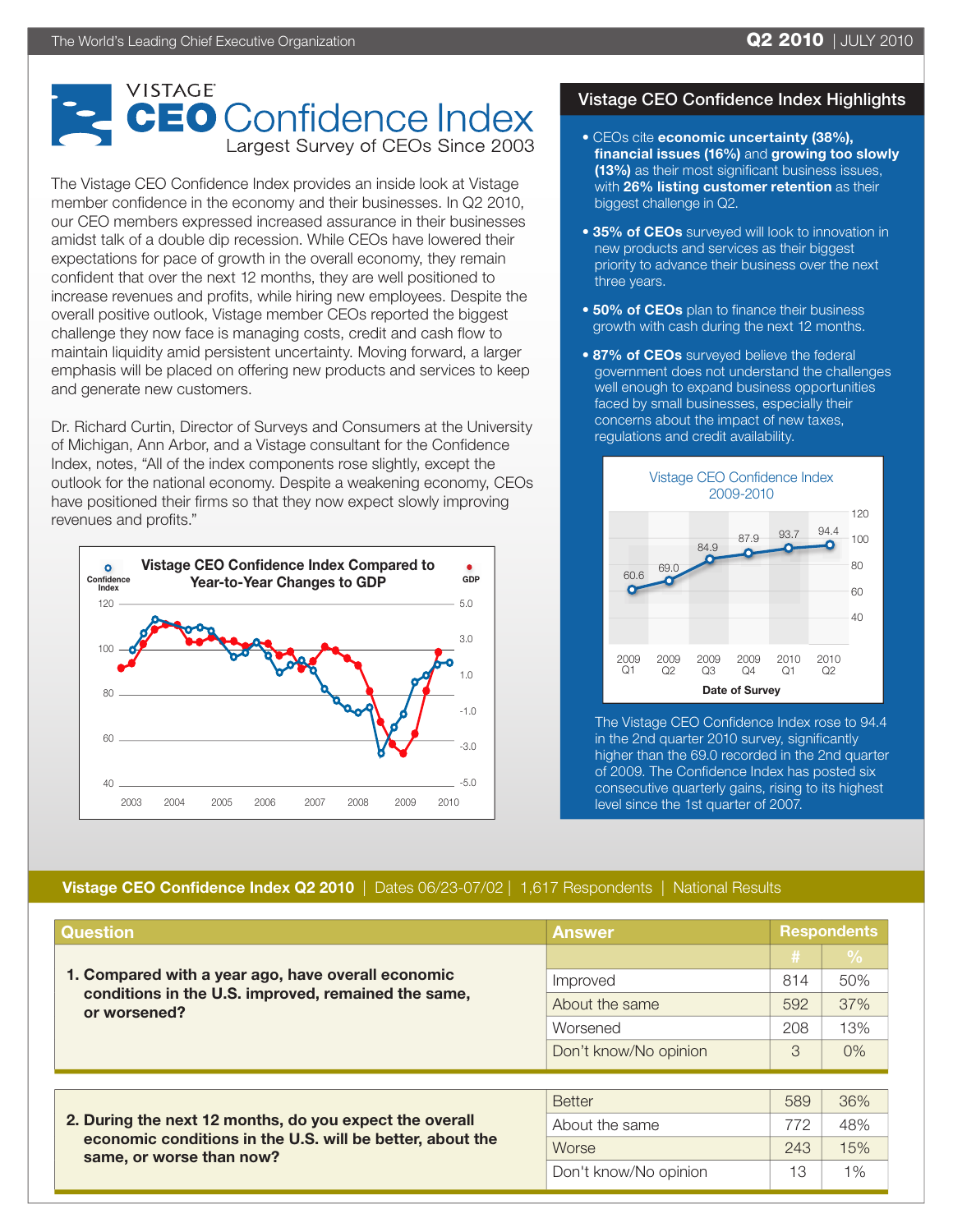# VISTAGE CEO Confidence Index

Largest Survey of CEOs Since 2003

The Vistage CEO Confidence Index provides an inside look at Vistage member confidence in the economy and their businesses. In Q2 2010, our CEO members expressed increased assurance in their businesses amidst talk of a double dip recession. While CEOs have lowered their expectations for pace of growth in the overall economy, they remain confident that over the next 12 months, they are well positioned to increase revenues and profits, while hiring new employees. Despite the overall positive outlook, Vistage member CEOs reported the biggest challenge they now face is managing costs, credit and cash flow to maintain liquidity amid persistent uncertainty. Moving forward, a larger emphasis will be placed on offering new products and services to keep and generate new customers.

Dr. Richard Curtin, Director of Surveys and Consumers at the University of Michigan, Ann Arbor, and a Vistage consultant for the Confidence Index, notes, "All of the index components rose slightly, except the outlook for the national economy. Despite a weakening economy, CEOs have positioned their firms so that they now expect slowly improving revenues and profits."

**Vistage CEO Confidence Index Compared to Year-to-Year Changes to GDP**

## Vistage CEO Confidence Index Highlights

- CEOs cite **economic uncertainty (38%), financial issues (16%)** and **growing too slowly (13%)** as their most significant business issues, with **26% listing customer retention** as their biggest challenge in Q2.
- **35% of CEOs** surveyed will look to innovation in new products and services as their biggest priority to advance their business over the next three years.
- **50% of CEOs** plan to finance their business growth with cash during the next 12 months.
- **87% of CEOs** surveyed believe the federal government does not understand the challenges well enough to expand business opportunities faced by small businesses, especially their concerns about the impact of new taxes, regulations and credit availability.

**Vistage CEO Confidence Index 2009-2010**

| Date of Survey | 2009 Q1 | 2009 Q2 | 2009 Q3 | 2009 Q4 | 2010 Q1 | 2010 Q2 |
|---|---|---|---|---|---|---|
| Index | 60.6 | 69.0 | 84.9 | 87.9 | 93.7 | 94.4 |

The Vistage CEO Confidence Index rose to 94.4 in the 2nd quarter 2010 survey, significantly higher than the 69.0 recorded in the 2nd quarter of 2009. The Confidence Index has posted six consecutive quarterly gains, rising to its highest level since the 1st quarter of 2007.

## Vistage CEO Confidence Index Q2 2010 | Dates 06/23-07/02 | 1,617 Respondents | National Results

| Question | Answer | Respondents # | Respondents % |
|---|---|---|---|
| **1. Compared with a year ago, have overall economic conditions in the U.S. improved, remained the same, or worsened?** | Improved | 814 | 50% |
| | About the same | 592 | 37% |
| | Worsened | 208 | 13% |
| | Don't know/No opinion | 3 | 0% |
| **2. During the next 12 months, do you expect the overall economic conditions in the U.S. will be better, about the same, or worse than now?** | Better | 589 | 36% |
| | About the same | 772 | 48% |
| | Worse | 243 | 15% |
| | Don't know/No opinion | 13 | 1% |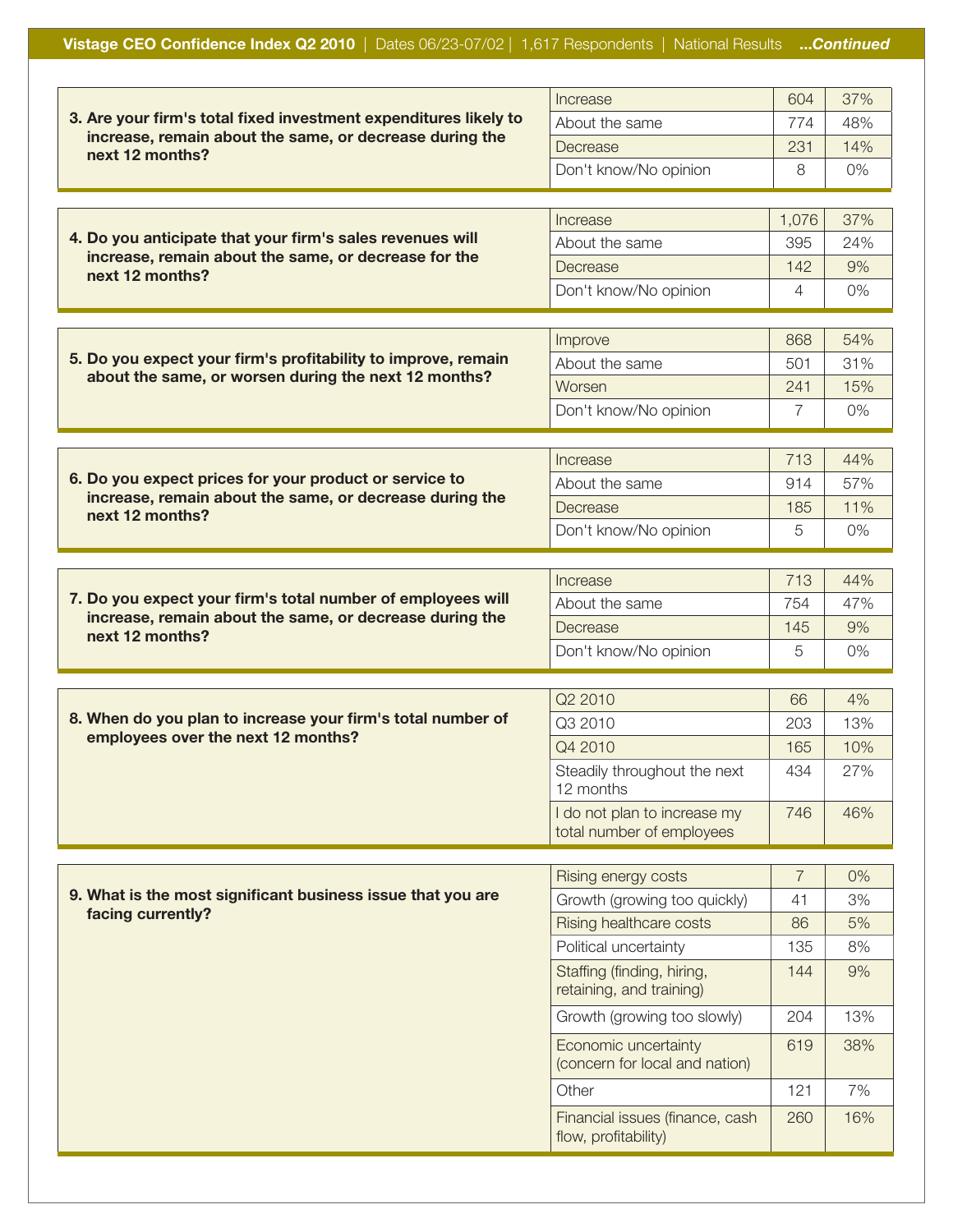**Vistage CEO Confidence Index Q2 2010** | Dates 06/23-07/02 | 1,617 Respondents | National Results ***...Continued***

| **3. Are your firm's total fixed investment expenditures likely to increase, remain about the same, or decrease during the next 12 months?** | | |
|---|---|---|
| Increase | 604 | 37% |
| About the same | 774 | 48% |
| Decrease | 231 | 14% |
| Don't know/No opinion | 8 | 0% |

| **4. Do you anticipate that your firm's sales revenues will increase, remain about the same, or decrease for the next 12 months?** | | |
|---|---|---|
| Increase | 1,076 | 37% |
| About the same | 395 | 24% |
| Decrease | 142 | 9% |
| Don't know/No opinion | 4 | 0% |

| **5. Do you expect your firm's profitability to improve, remain about the same, or worsen during the next 12 months?** | | |
|---|---|---|
| Improve | 868 | 54% |
| About the same | 501 | 31% |
| Worsen | 241 | 15% |
| Don't know/No opinion | 7 | 0% |

| **6. Do you expect prices for your product or service to increase, remain about the same, or decrease during the next 12 months?** | | |
|---|---|---|
| Increase | 713 | 44% |
| About the same | 914 | 57% |
| Decrease | 185 | 11% |
| Don't know/No opinion | 5 | 0% |

| **7. Do you expect your firm's total number of employees will increase, remain about the same, or decrease during the next 12 months?** | | |
|---|---|---|
| Increase | 713 | 44% |
| About the same | 754 | 47% |
| Decrease | 145 | 9% |
| Don't know/No opinion | 5 | 0% |

| **8. When do you plan to increase your firm's total number of employees over the next 12 months?** | | |
|---|---|---|
| Q2 2010 | 66 | 4% |
| Q3 2010 | 203 | 13% |
| Q4 2010 | 165 | 10% |
| Steadily throughout the next 12 months | 434 | 27% |
| I do not plan to increase my total number of employees | 746 | 46% |

| **9. What is the most significant business issue that you are facing currently?** | | |
|---|---|---|
| Rising energy costs | 7 | 0% |
| Growth (growing too quickly) | 41 | 3% |
| Rising healthcare costs | 86 | 5% |
| Political uncertainty | 135 | 8% |
| Staffing (finding, hiring, retaining, and training) | 144 | 9% |
| Growth (growing too slowly) | 204 | 13% |
| Economic uncertainty (concern for local and nation) | 619 | 38% |
| Other | 121 | 7% |
| Financial issues (finance, cash flow, profitability) | 260 | 16% |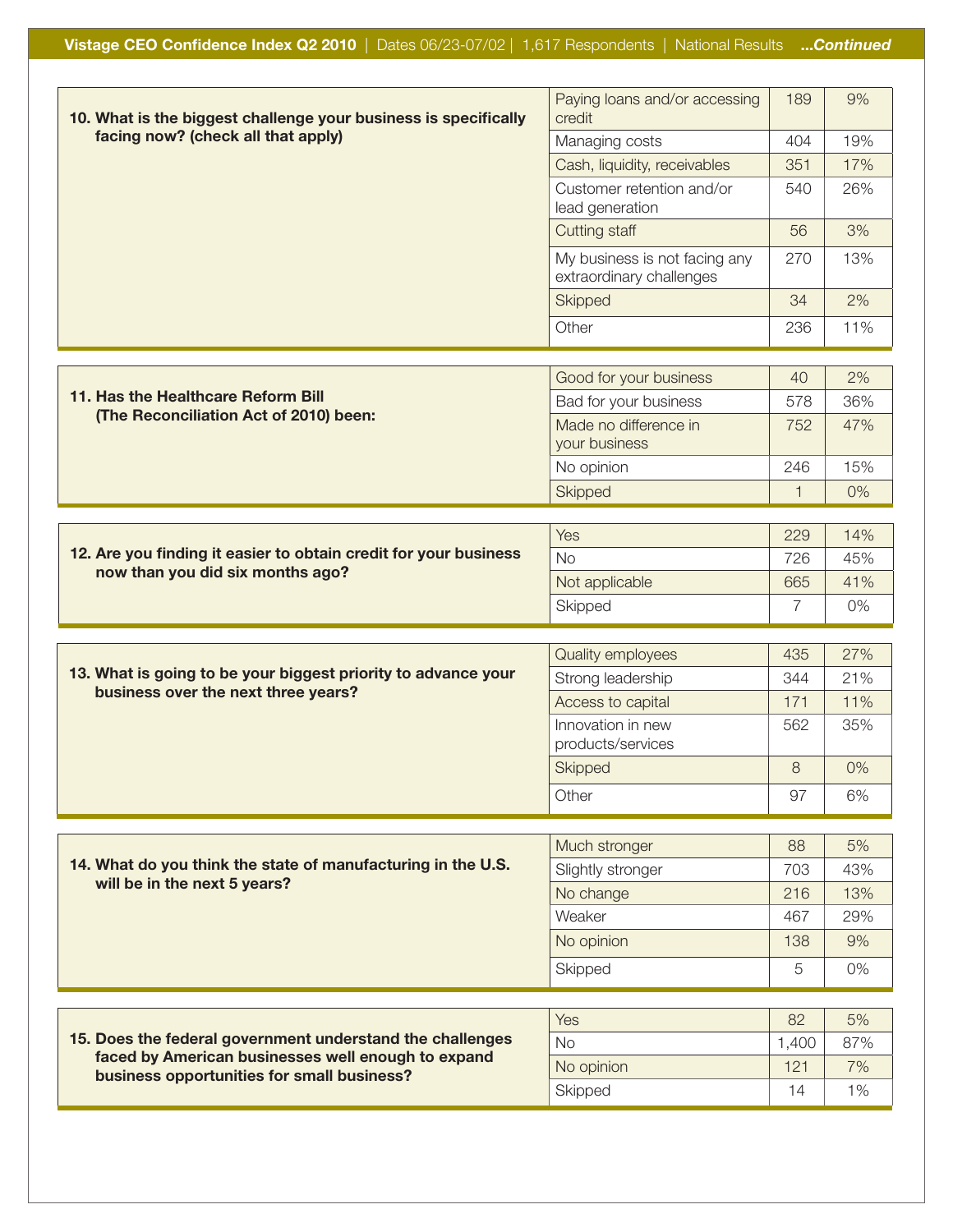**Vistage CEO Confidence Index Q2 2010** | Dates 06/23-07/02 | 1,617 Respondents | National Results ***...Continued***

**10. What is the biggest challenge your business is specifically facing now? (check all that apply)**

| Response | Count | Percent |
|---|---|---|
| Paying loans and/or accessing credit | 189 | 9% |
| Managing costs | 404 | 19% |
| Cash, liquidity, receivables | 351 | 17% |
| Customer retention and/or lead generation | 540 | 26% |
| Cutting staff | 56 | 3% |
| My business is not facing any extraordinary challenges | 270 | 13% |
| Skipped | 34 | 2% |
| Other | 236 | 11% |

**11. Has the Healthcare Reform Bill (The Reconciliation Act of 2010) been:**

| Response | Count | Percent |
|---|---|---|
| Good for your business | 40 | 2% |
| Bad for your business | 578 | 36% |
| Made no difference in your business | 752 | 47% |
| No opinion | 246 | 15% |
| Skipped | 1 | 0% |

**12. Are you finding it easier to obtain credit for your business now than you did six months ago?**

| Response | Count | Percent |
|---|---|---|
| Yes | 229 | 14% |
| No | 726 | 45% |
| Not applicable | 665 | 41% |
| Skipped | 7 | 0% |

**13. What is going to be your biggest priority to advance your business over the next three years?**

| Response | Count | Percent |
|---|---|---|
| Quality employees | 435 | 27% |
| Strong leadership | 344 | 21% |
| Access to capital | 171 | 11% |
| Innovation in new products/services | 562 | 35% |
| Skipped | 8 | 0% |
| Other | 97 | 6% |

**14. What do you think the state of manufacturing in the U.S. will be in the next 5 years?**

| Response | Count | Percent |
|---|---|---|
| Much stronger | 88 | 5% |
| Slightly stronger | 703 | 43% |
| No change | 216 | 13% |
| Weaker | 467 | 29% |
| No opinion | 138 | 9% |
| Skipped | 5 | 0% |

**15. Does the federal government understand the challenges faced by American businesses well enough to expand business opportunities for small business?**

| Response | Count | Percent |
|---|---|---|
| Yes | 82 | 5% |
| No | 1,400 | 87% |
| No opinion | 121 | 7% |
| Skipped | 14 | 1% |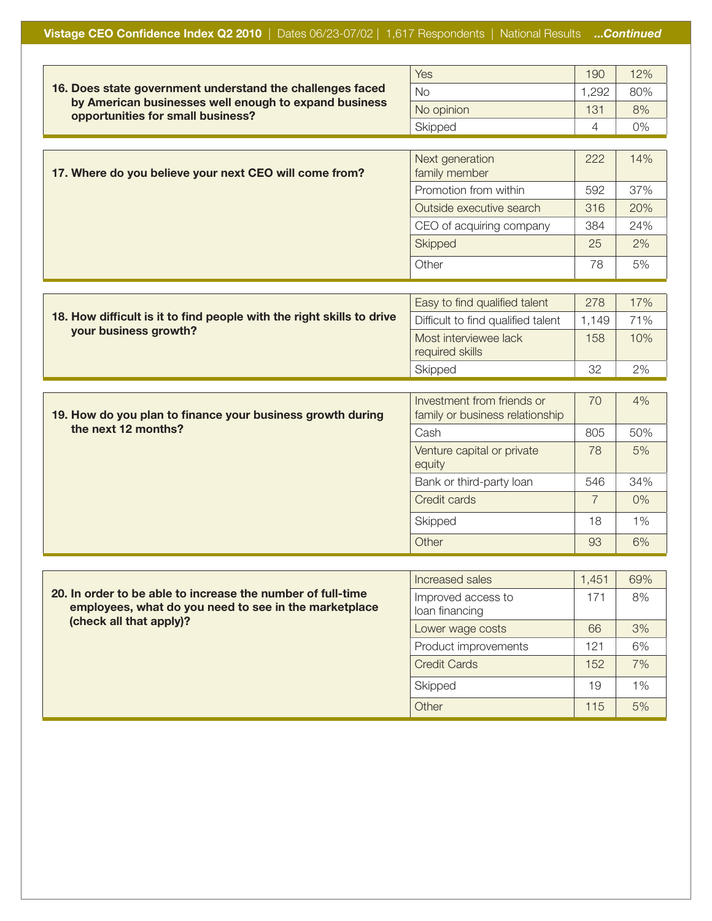**Vista­ge CEO Confidence Index Q2 2010** | Dates 06/23-07/02 | 1,617 Respondents | National Results ***...Continued***

**16. Does state government understand the challenges faced by American businesses well enough to expand business opportunities for small business?**

| Response | Count | Percent |
|---|---|---|
| Yes | 190 | 12% |
| No | 1,292 | 80% |
| No opinion | 131 | 8% |
| Skipped | 4 | 0% |

**17. Where do you believe your next CEO will come from?**

| Response | Count | Percent |
|---|---|---|
| Next generation family member | 222 | 14% |
| Promotion from within | 592 | 37% |
| Outside executive search | 316 | 20% |
| CEO of acquiring company | 384 | 24% |
| Skipped | 25 | 2% |
| Other | 78 | 5% |

**18. How difficult is it to find people with the right skills to drive your business growth?**

| Response | Count | Percent |
|---|---|---|
| Easy to find qualified talent | 278 | 17% |
| Difficult to find qualified talent | 1,149 | 71% |
| Most interviewee lack required skills | 158 | 10% |
| Skipped | 32 | 2% |

**19. How do you plan to finance your business growth during the next 12 months?**

| Response | Count | Percent |
|---|---|---|
| Investment from friends or family or business relationship | 70 | 4% |
| Cash | 805 | 50% |
| Venture capital or private equity | 78 | 5% |
| Bank or third-party loan | 546 | 34% |
| Credit cards | 7 | 0% |
| Skipped | 18 | 1% |
| Other | 93 | 6% |

**20. In order to be able to increase the number of full-time employees, what do you need to see in the marketplace (check all that apply)?**

| Response | Count | Percent |
|---|---|---|
| Increased sales | 1,451 | 69% |
| Improved access to loan financing | 171 | 8% |
| Lower wage costs | 66 | 3% |
| Product improvements | 121 | 6% |
| Credit Cards | 152 | 7% |
| Skipped | 19 | 1% |
| Other | 115 | 5% |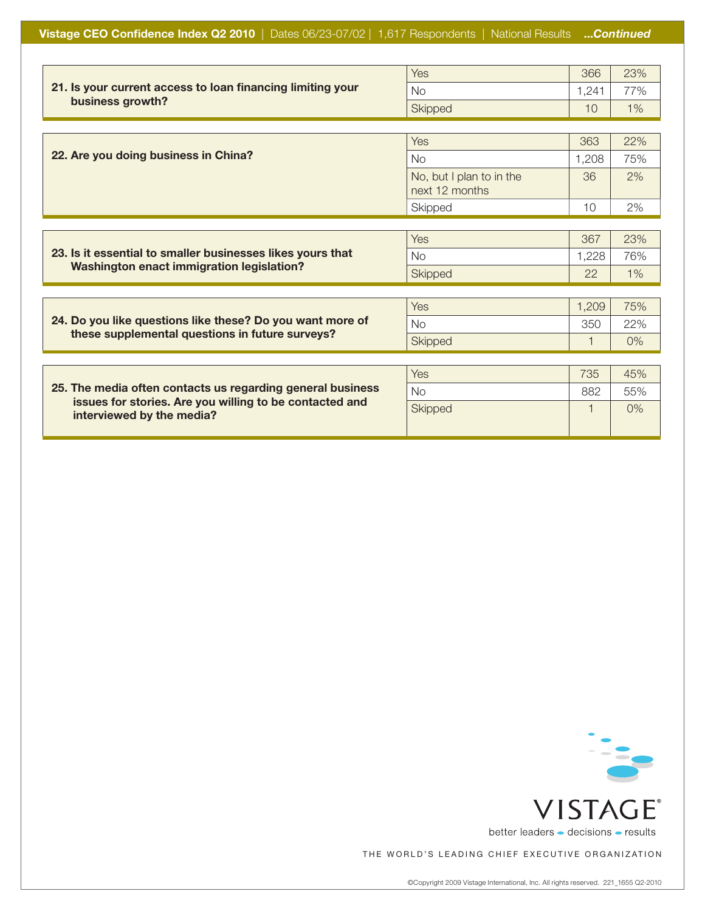| | | | |
|---|---|---|---|
| **21. Is your current access to loan financing limiting your business growth?** | Yes | 366 | 23% |
| | No | 1,241 | 77% |
| | Skipped | 10 | 1% |

| | | | |
|---|---|---|---|
| **22. Are you doing business in China?** | Yes | 363 | 22% |
| | No | 1,208 | 75% |
| | No, but I plan to in the next 12 months | 36 | 2% |
| | Skipped | 10 | 2% |

| | | | |
|---|---|---|---|
| **23. Is it essential to smaller businesses likes yours that Washington enact immigration legislation?** | Yes | 367 | 23% |
| | No | 1,228 | 76% |
| | Skipped | 22 | 1% |

| | | | |
|---|---|---|---|
| **24. Do you like questions like these? Do you want more of these supplemental questions in future surveys?** | Yes | 1,209 | 75% |
| | No | 350 | 22% |
| | Skipped | 1 | 0% |

| | | | |
|---|---|---|---|
| **25. The media often contacts us regarding general business issues for stories. Are you willing to be contacted and interviewed by the media?** | Yes | 735 | 45% |
| | No | 882 | 55% |
| | Skipped | 1 | 0% |

VISTAGE®

better leaders • decisions • results

THE WORLD'S LEADING CHIEF EXECUTIVE ORGANIZATION

©Copyright 2009 Vistage International, Inc. All rights reserved. 221_1655 Q2-2010